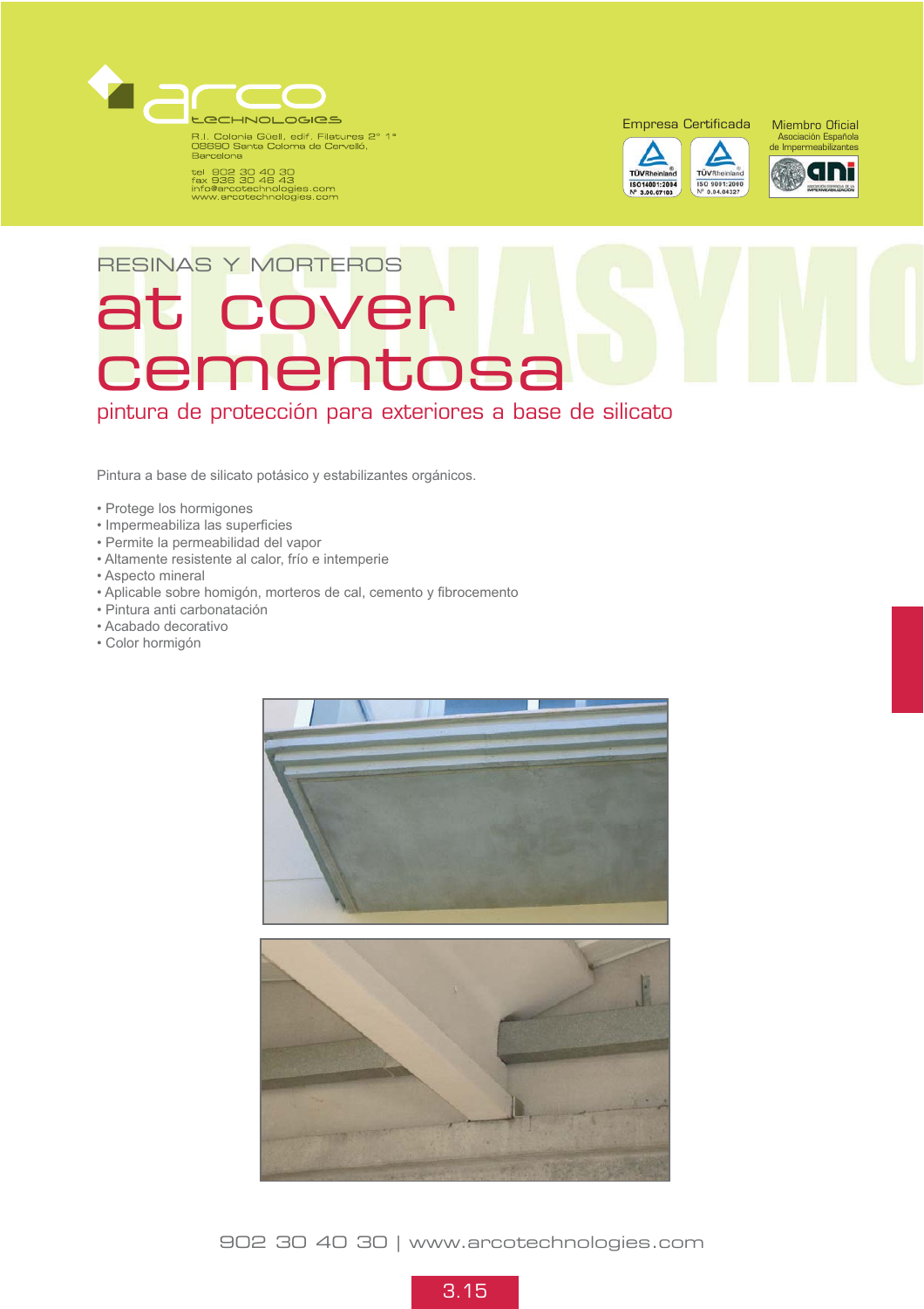arco technologies

R.I. Colonia Güell, edif. Filatures 2° 1°
08690 Santa Coloma de Cervelló,
Barcelona

tel 902 30 40 30
fax 936 30 46 43
info@arcotechnologies.com
www.arcotechnologies.com

Empresa Certificada

TÜVRheinland ISO 14001:2004 Nº 3.00.07103

TÜVRheinland ISO 9001:2000 Nº 0.04.04327

Miembro Oficial
Asociación Española de Impermeabilizantes

RESINAS Y MORTEROS

# at cover cementosa

## pintura de protección para exteriores a base de silicato

Pintura a base de silicato potásico y estabilizantes orgánicos.

- Protege los hormigones
- Impermeabiliza las superficies
- Permite la permeabilidad del vapor
- Altamente resistente al calor, frío e intemperie
- Aspecto mineral
- Aplicable sobre homigón, morteros de cal, cemento y fibrocemento
- Pintura anti carbonatación
- Acabado decorativo
- Color hormigón

902 30 40 30 | www.arcotechnologies.com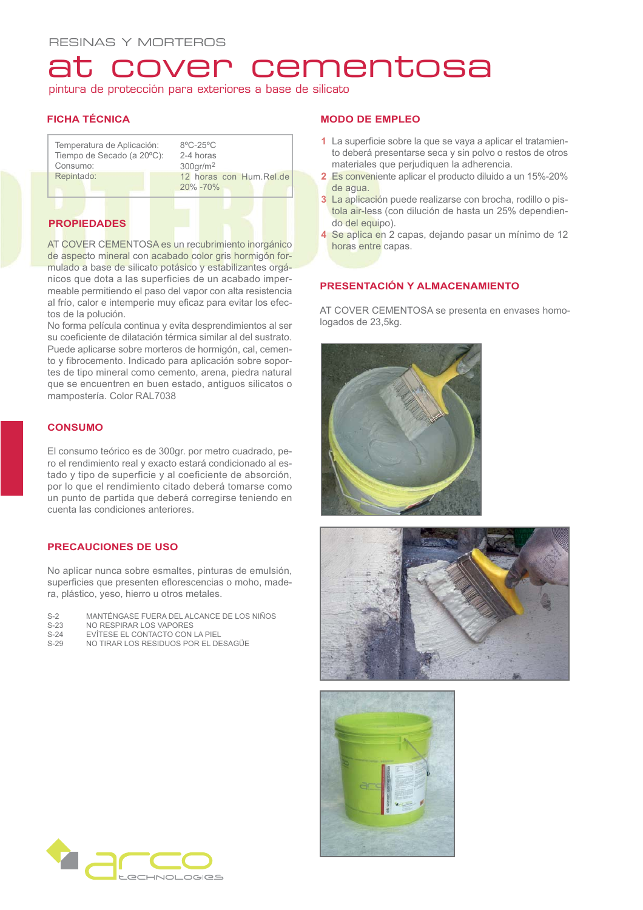RESINAS Y MORTEROS

# at cover cementosa

pintura de protección para exteriores a base de silicato

## FICHA TÉCNICA

| | |
|---|---|
| Temperatura de Aplicación: | 8ºC-25ºC |
| Tiempo de Secado (a 20ºC): | 2-4 horas |
| Consumo: | 300gr/m$^2$ |
| Repintado: | 12 horas con Hum.Rel.de 20% -70% |

## PROPIEDADES

AT COVER CEMENTOSA es un recubrimiento inorgánico de aspecto mineral con acabado color gris hormigón formulado a base de silicato potásico y estabilizantes orgánicos que dota a las superficies de un acabado impermeable permitiendo el paso del vapor con alta resistencia al frío, calor e intemperie muy eficaz para evitar los efectos de la polución.
No forma película continua y evita desprendimientos al ser su coeficiente de dilatación térmica similar al del sustrato. Puede aplicarse sobre morteros de hormigón, cal, cemento y fibrocemento. Indicado para aplicación sobre soportes de tipo mineral como cemento, arena, piedra natural que se encuentren en buen estado, antiguos silicatos o mampostería. Color RAL7038

## CONSUMO

El consumo teórico es de 300gr. por metro cuadrado, pero el rendimiento real y exacto estará condicionado al estado y tipo de superficie y al coeficiente de absorción, por lo que el rendimiento citado deberá tomarse como un punto de partida que deberá corregirse teniendo en cuenta las condiciones anteriores.

## PRECAUCIONES DE USO

No aplicar nunca sobre esmaltes, pinturas de emulsión, superficies que presenten eflorescencias o moho, madera, plástico, yeso, hierro u otros metales.

| | |
|---|---|
| S-2 | MANTÉNGASE FUERA DEL ALCANCE DE LOS NIÑOS |
| S-23 | NO RESPIRAR LOS VAPORES |
| S-24 | EVÍTESE EL CONTACTO CON LA PIEL |
| S-29 | NO TIRAR LOS RESIDUOS POR EL DESAGÜE |

## MODO DE EMPLEO

1. La superficie sobre la que se vaya a aplicar el tratamiento deberá presentarse seca y sin polvo o restos de otros materiales que perjudiquen la adherencia.
2. Es conveniente aplicar el producto diluido a un 15%-20% de agua.
3. La aplicación puede realizarse con brocha, rodillo o pistola air-less (con dilución de hasta un 25% dependiendo del equipo).
4. Se aplica en 2 capas, dejando pasar un mínimo de 12 horas entre capas.

## PRESENTACIÓN Y ALMACENAMIENTO

AT COVER CEMENTOSA se presenta en envases homologados de 23,5kg.

arco technologies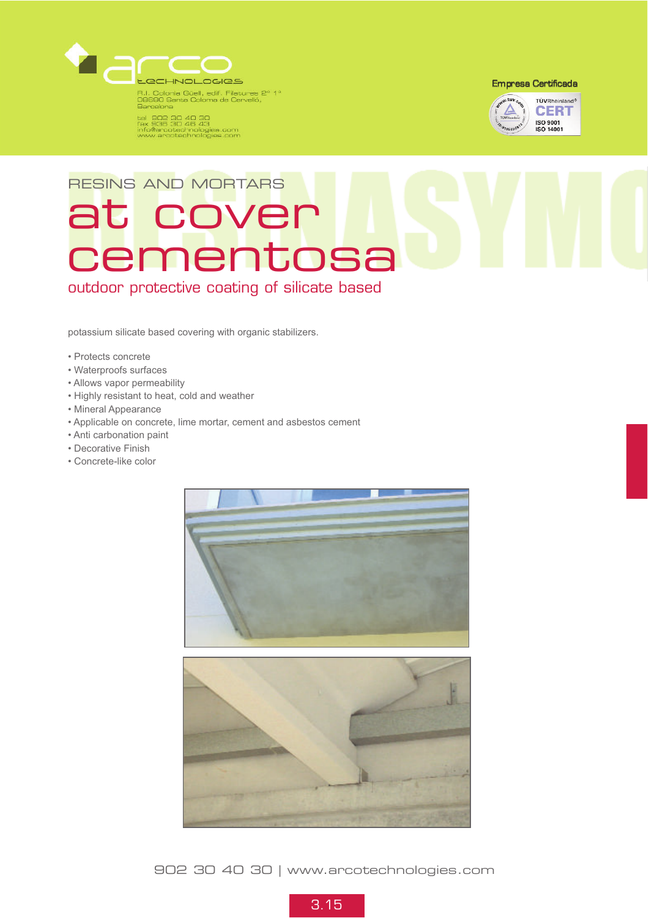R.I. Colonia Güell, edif. Filaturas 2º 1ª
08690 Santa Coloma de Cervelló,
Barcelona

tel 902 30 40 30
fax 936 30 46 43
info@arcotechnologies.com
www.arcotechnologies.com

Empresa Certificada

RESINS AND MORTARS

# at cover cementosa

## outdoor protective coating of silicate based

potassium silicate based covering with organic stabilizers.

- Protects concrete
- Waterproofs surfaces
- Allows vapor permeability
- Highly resistant to heat, cold and weather
- Mineral Appearance
- Applicable on concrete, lime mortar, cement and asbestos cement
- Anti carbonation paint
- Decorative Finish
- Concrete-like color

902 30 40 30 | www.arcotechnologies.com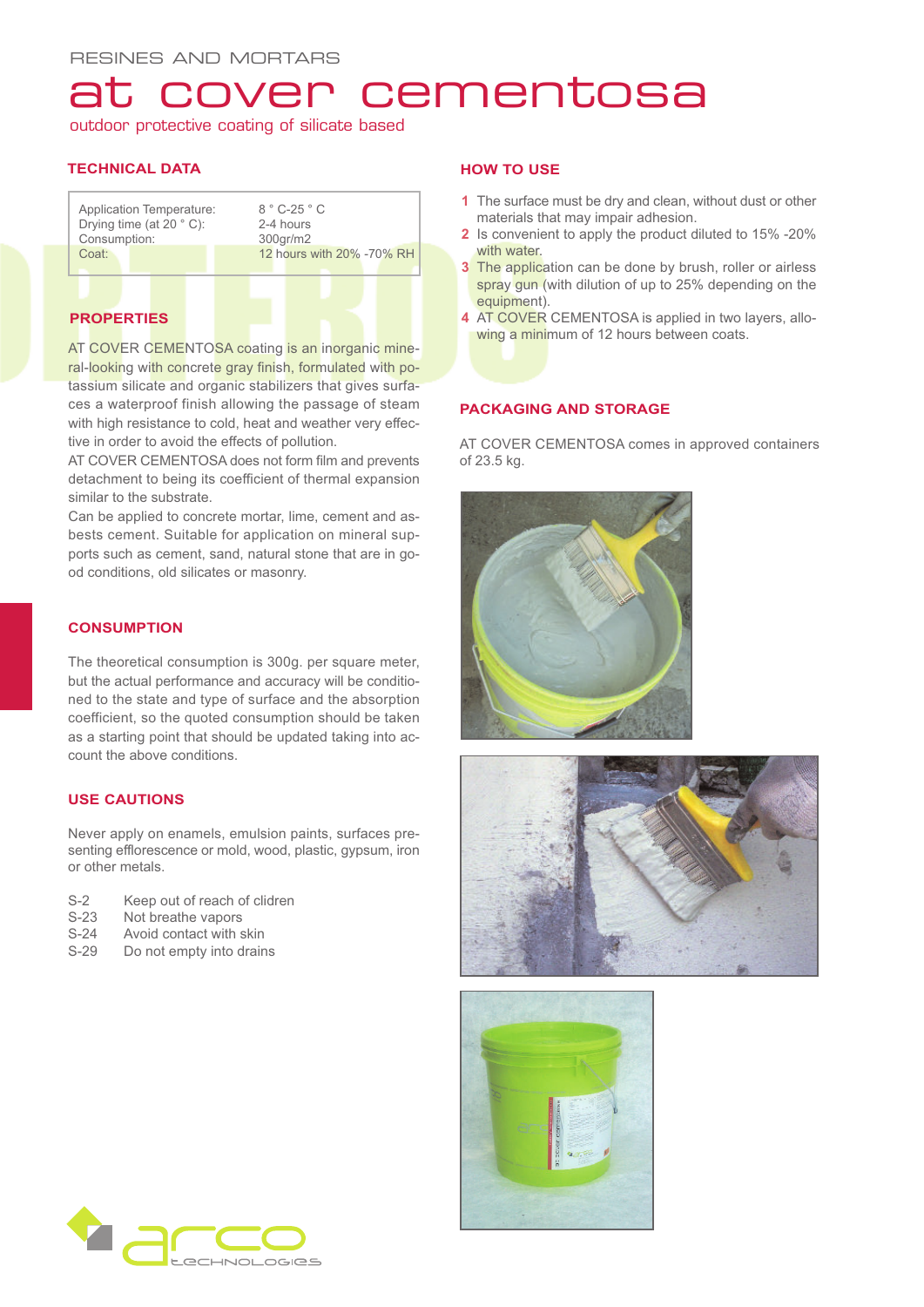RESINES AND MORTARS

# at cover cementosa

outdoor protective coating of silicate based

## TECHNICAL DATA

| | |
|---|---|
| Application Temperature: | 8 ° C-25 ° C |
| Drying time (at 20 ° C): | 2-4 hours |
| Consumption: | 300gr/m2 |
| Coat: | 12 hours with 20% -70% RH |

## PROPERTIES

AT COVER CEMENTOSA coating is an inorganic mineral-looking with concrete gray finish, formulated with potassium silicate and organic stabilizers that gives surfaces a waterproof finish allowing the passage of steam with high resistance to cold, heat and weather very effective in order to avoid the effects of pollution.
AT COVER CEMENTOSA does not form film and prevents detachment to being its coefficient of thermal expansion similar to the substrate.
Can be applied to concrete mortar, lime, cement and asbests cement. Suitable for application on mineral supports such as cement, sand, natural stone that are in good conditions, old silicates or masonry.

## CONSUMPTION

The theoretical consumption is 300g. per square meter, but the actual performance and accuracy will be conditioned to the state and type of surface and the absorption coefficient, so the quoted consumption should be taken as a starting point that should be updated taking into account the above conditions.

## USE CAUTIONS

Never apply on enamels, emulsion paints, surfaces presenting efflorescence or mold, wood, plastic, gypsum, iron or other metals.

| | |
|---|---|
| S-2 | Keep out of reach of cildren |
| S-23 | Not breathe vapors |
| S-24 | Avoid contact with skin |
| S-29 | Do not empty into drains |

## HOW TO USE

1. The surface must be dry and clean, without dust or other materials that may impair adhesion.
2. Is convenient to apply the product diluted to 15% -20% with water.
3. The application can be done by brush, roller or airless spray gun (with dilution of up to 25% depending on the equipment).
4. AT COVER CEMENTOSA is applied in two layers, allowing a minimum of 12 hours between coats.

## PACKAGING AND STORAGE

AT COVER CEMENTOSA comes in approved containers of 23.5 kg.

arco technologies